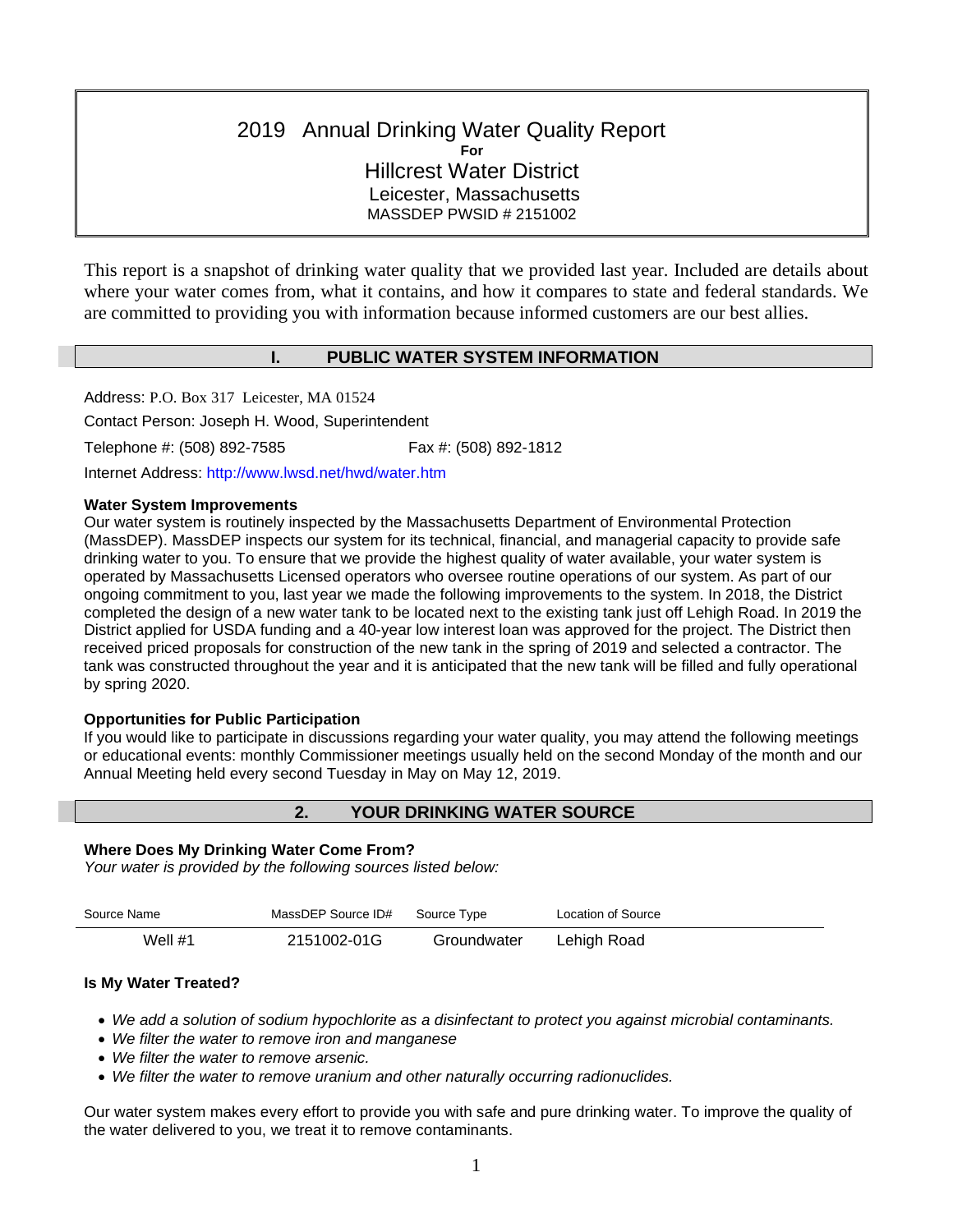# 2019 Annual Drinking Water Quality Report

**For**

## Hillcrest Water District

Leicester, Massachusetts

MASSDEP PWSID # 2151002

This report is a snapshot of drinking water quality that we provided last year. Included are details about where your water comes from, what it contains, and how it compares to state and federal standards. We are committed to providing you with information because informed customers are our best allies.

## I. PUBLIC WATER SYSTEM INFORMATION

Address: P.O. Box 317 Leicester, MA 01524

Contact Person: Joseph H. Wood, Superintendent

Telephone #: (508) 892-7585 Fax #: (508) 892-1812

Internet Address: http://www.lwsd.net/hwd/water.htm

### Water System Improvements

Our water system is routinely inspected by the Massachusetts Department of Environmental Protection (MassDEP). MassDEP inspects our system for its technical, financial, and managerial capacity to provide safe drinking water to you. To ensure that we provide the highest quality of water available, your water system is operated by Massachusetts Licensed operators who oversee routine operations of our system. As part of our ongoing commitment to you, last year we made the following improvements to the system. In 2018, the District completed the design of a new water tank to be located next to the existing tank just off Lehigh Road. In 2019 the District applied for USDA funding and a 40-year low interest loan was approved for the project. The District then received priced proposals for construction of the new tank in the spring of 2019 and selected a contractor. The tank was constructed throughout the year and it is anticipated that the new tank will be filled and fully operational by spring 2020.

### Opportunities for Public Participation

If you would like to participate in discussions regarding your water quality, you may attend the following meetings or educational events: monthly Commissioner meetings usually held on the second Monday of the month and our Annual Meeting held every second Tuesday in May on May 12, 2019.

## 2. YOUR DRINKING WATER SOURCE

### Where Does My Drinking Water Come From?

*Your water is provided by the following sources listed below:*

| Source Name | MassDEP Source ID# | Source Type | Location of Source |
|---|---|---|---|
| Well #1 | 2151002-01G | Groundwater | Lehigh Road |

### Is My Water Treated?

- *We add a solution of sodium hypochlorite as a disinfectant to protect you against microbial contaminants.*
- *We filter the water to remove iron and manganese*
- *We filter the water to remove arsenic.*
- *We filter the water to remove uranium and other naturally occurring radionuclides.*

Our water system makes every effort to provide you with safe and pure drinking water. To improve the quality of the water delivered to you, we treat it to remove contaminants.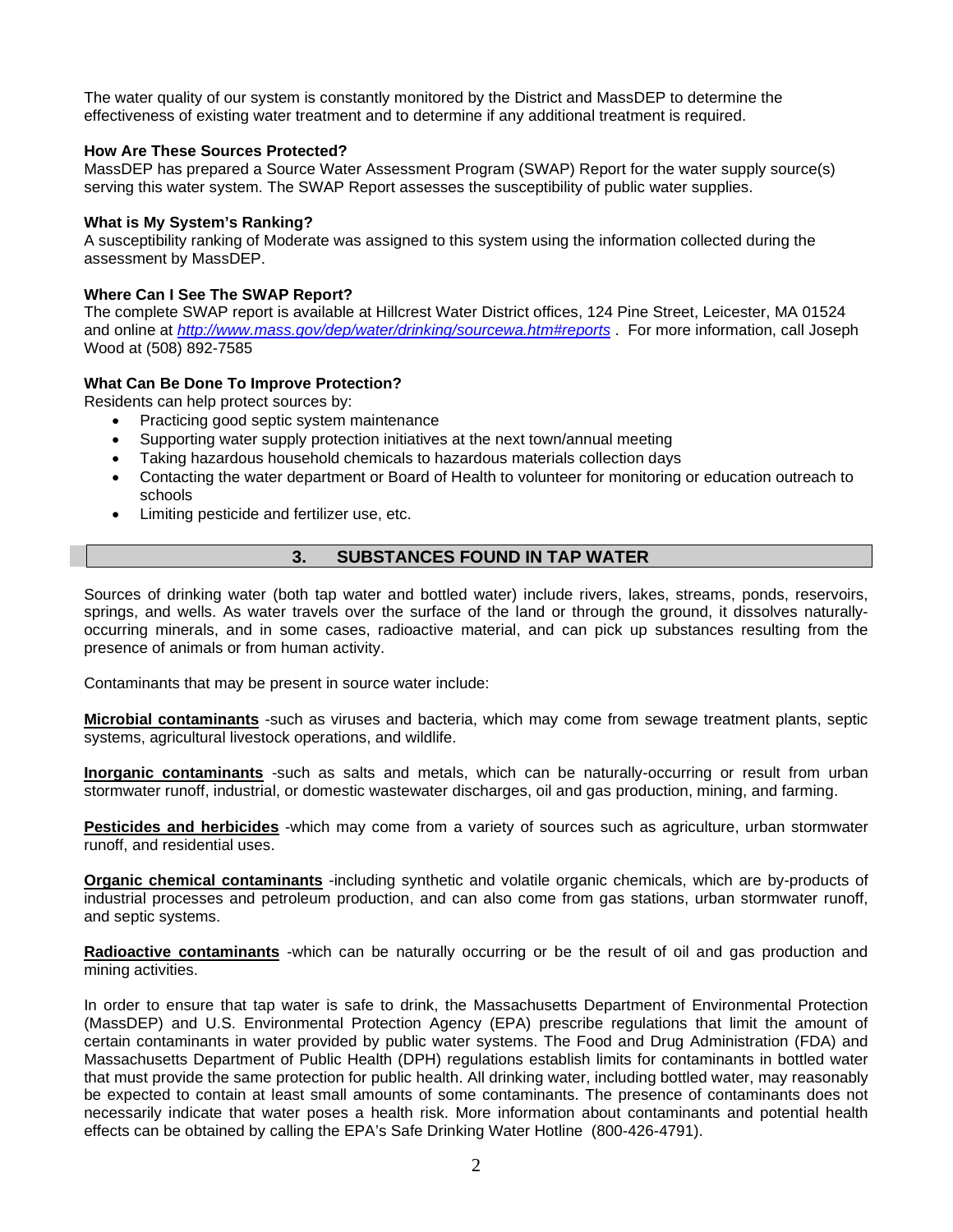The water quality of our system is constantly monitored by the District and MassDEP to determine the effectiveness of existing water treatment and to determine if any additional treatment is required.

**How Are These Sources Protected?**
MassDEP has prepared a Source Water Assessment Program (SWAP) Report for the water supply source(s) serving this water system. The SWAP Report assesses the susceptibility of public water supplies.

**What is My System's Ranking?**
A susceptibility ranking of Moderate was assigned to this system using the information collected during the assessment by MassDEP.

**Where Can I See The SWAP Report?**
The complete SWAP report is available at Hillcrest Water District offices, 124 Pine Street, Leicester, MA 01524 and online at *http://www.mass.gov/dep/water/drinking/sourcewa.htm#reports* . For more information, call Joseph Wood at (508) 892-7585

**What Can Be Done To Improve Protection?**
Residents can help protect sources by:

- Practicing good septic system maintenance
- Supporting water supply protection initiatives at the next town/annual meeting
- Taking hazardous household chemicals to hazardous materials collection days
- Contacting the water department or Board of Health to volunteer for monitoring or education outreach to schools
- Limiting pesticide and fertilizer use, etc.

## 3. SUBSTANCES FOUND IN TAP WATER

Sources of drinking water (both tap water and bottled water) include rivers, lakes, streams, ponds, reservoirs, springs, and wells. As water travels over the surface of the land or through the ground, it dissolves naturally-occurring minerals, and in some cases, radioactive material, and can pick up substances resulting from the presence of animals or from human activity.

Contaminants that may be present in source water include:

**Microbial contaminants** -such as viruses and bacteria, which may come from sewage treatment plants, septic systems, agricultural livestock operations, and wildlife.

**Inorganic contaminants** -such as salts and metals, which can be naturally-occurring or result from urban stormwater runoff, industrial, or domestic wastewater discharges, oil and gas production, mining, and farming.

**Pesticides and herbicides** -which may come from a variety of sources such as agriculture, urban stormwater runoff, and residential uses.

**Organic chemical contaminants** -including synthetic and volatile organic chemicals, which are by-products of industrial processes and petroleum production, and can also come from gas stations, urban stormwater runoff, and septic systems.

**Radioactive contaminants** -which can be naturally occurring or be the result of oil and gas production and mining activities.

In order to ensure that tap water is safe to drink, the Massachusetts Department of Environmental Protection (MassDEP) and U.S. Environmental Protection Agency (EPA) prescribe regulations that limit the amount of certain contaminants in water provided by public water systems. The Food and Drug Administration (FDA) and Massachusetts Department of Public Health (DPH) regulations establish limits for contaminants in bottled water that must provide the same protection for public health. All drinking water, including bottled water, may reasonably be expected to contain at least small amounts of some contaminants. The presence of contaminants does not necessarily indicate that water poses a health risk. More information about contaminants and potential health effects can be obtained by calling the EPA's Safe Drinking Water Hotline (800-426-4791).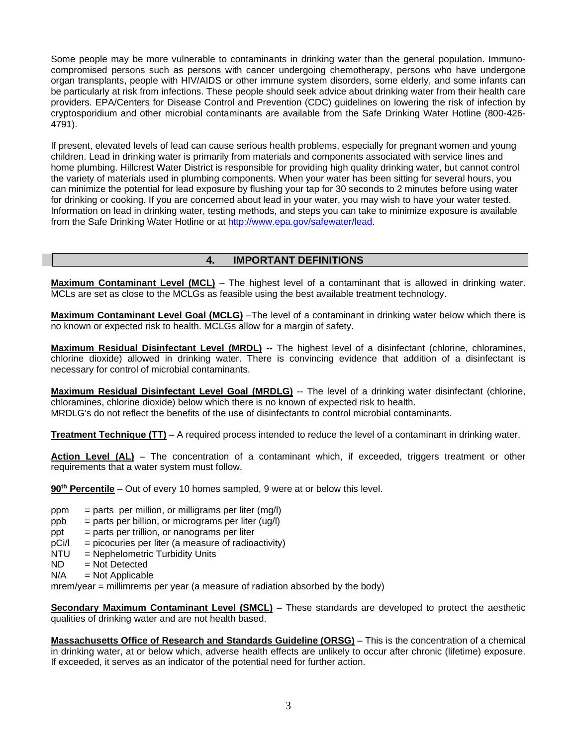Some people may be more vulnerable to contaminants in drinking water than the general population. Immuno-compromised persons such as persons with cancer undergoing chemotherapy, persons who have undergone organ transplants, people with HIV/AIDS or other immune system disorders, some elderly, and some infants can be particularly at risk from infections. These people should seek advice about drinking water from their health care providers. EPA/Centers for Disease Control and Prevention (CDC) guidelines on lowering the risk of infection by cryptosporidium and other microbial contaminants are available from the Safe Drinking Water Hotline (800-426-4791).

If present, elevated levels of lead can cause serious health problems, especially for pregnant women and young children. Lead in drinking water is primarily from materials and components associated with service lines and home plumbing. Hillcrest Water District is responsible for providing high quality drinking water, but cannot control the variety of materials used in plumbing components. When your water has been sitting for several hours, you can minimize the potential for lead exposure by flushing your tap for 30 seconds to 2 minutes before using water for drinking or cooking. If you are concerned about lead in your water, you may wish to have your water tested. Information on lead in drinking water, testing methods, and steps you can take to minimize exposure is available from the Safe Drinking Water Hotline or at http://www.epa.gov/safewater/lead.

## 4. IMPORTANT DEFINITIONS

**Maximum Contaminant Level (MCL)** – The highest level of a contaminant that is allowed in drinking water. MCLs are set as close to the MCLGs as feasible using the best available treatment technology.

**Maximum Contaminant Level Goal (MCLG)** –The level of a contaminant in drinking water below which there is no known or expected risk to health. MCLGs allow for a margin of safety.

**Maximum Residual Disinfectant Level (MRDL) --** The highest level of a disinfectant (chlorine, chloramines, chlorine dioxide) allowed in drinking water. There is convincing evidence that addition of a disinfectant is necessary for control of microbial contaminants.

**Maximum Residual Disinfectant Level Goal (MRDLG)** -- The level of a drinking water disinfectant (chlorine, chloramines, chlorine dioxide) below which there is no known of expected risk to health.
MRDLG's do not reflect the benefits of the use of disinfectants to control microbial contaminants.

**Treatment Technique (TT)** – A required process intended to reduce the level of a contaminant in drinking water.

**Action Level (AL)** – The concentration of a contaminant which, if exceeded, triggers treatment or other requirements that a water system must follow.

**90th Percentile** – Out of every 10 homes sampled, 9 were at or below this level.

ppm = parts per million, or milligrams per liter (mg/l)
ppb = parts per billion, or micrograms per liter (ug/l)
ppt = parts per trillion, or nanograms per liter
pCi/l = picocuries per liter (a measure of radioactivity)
NTU = Nephelometric Turbidity Units
ND = Not Detected
N/A = Not Applicable
mrem/year = millimrems per year (a measure of radiation absorbed by the body)

**Secondary Maximum Contaminant Level (SMCL)** – These standards are developed to protect the aesthetic qualities of drinking water and are not health based.

**Massachusetts Office of Research and Standards Guideline (ORSG)** – This is the concentration of a chemical in drinking water, at or below which, adverse health effects are unlikely to occur after chronic (lifetime) exposure. If exceeded, it serves as an indicator of the potential need for further action.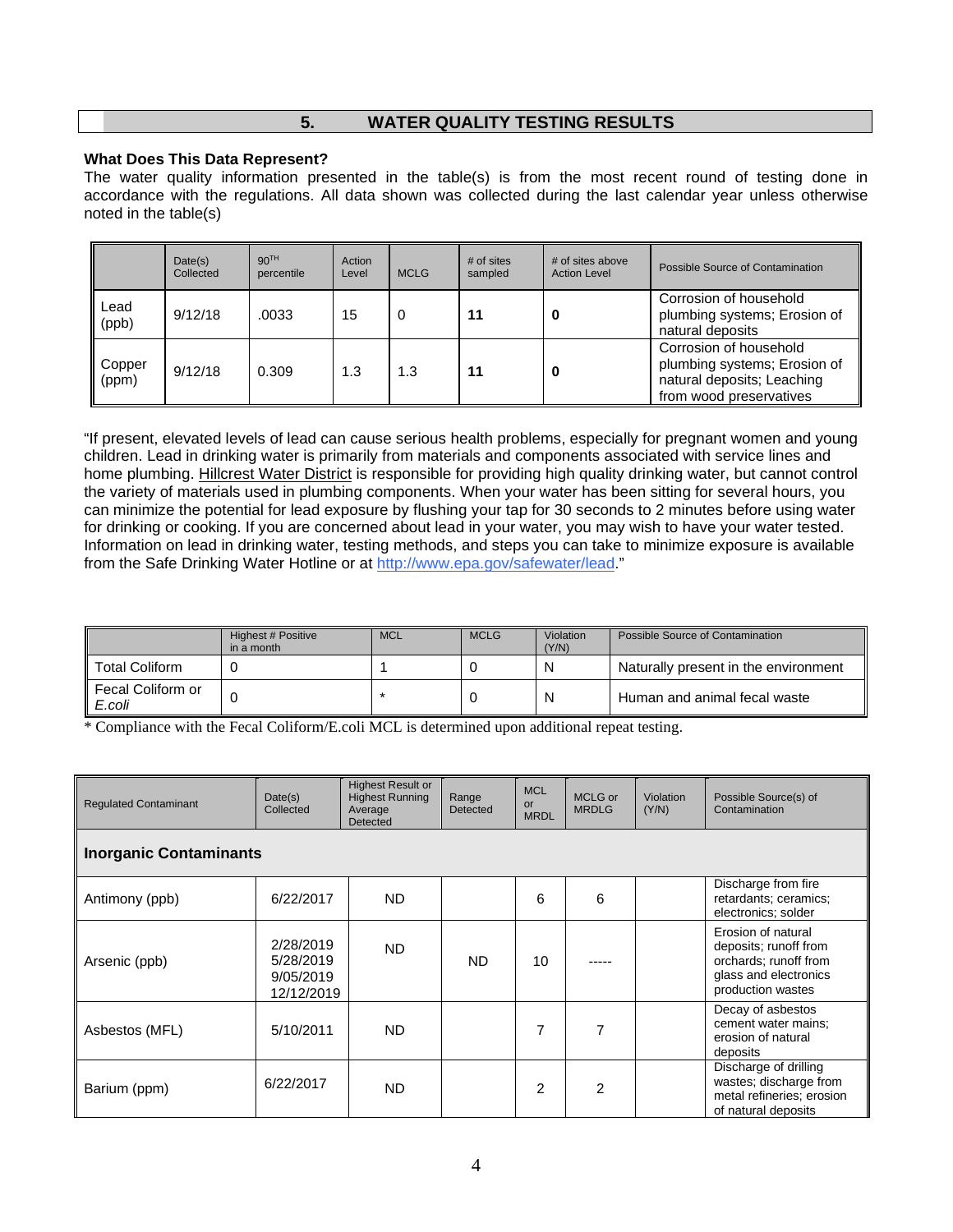## 5. WATER QUALITY TESTING RESULTS

**What Does This Data Represent?**

The water quality information presented in the table(s) is from the most recent round of testing done in accordance with the regulations. All data shown was collected during the last calendar year unless otherwise noted in the table(s)

| | Date(s) Collected | 90TH percentile | Action Level | MCLG | # of sites sampled | # of sites above Action Level | Possible Source of Contamination |
|---|---|---|---|---|---|---|---|
| Lead (ppb) | 9/12/18 | .0033 | 15 | 0 | **11** | **0** | Corrosion of household plumbing systems; Erosion of natural deposits |
| Copper (ppm) | 9/12/18 | 0.309 | 1.3 | 1.3 | **11** | **0** | Corrosion of household plumbing systems; Erosion of natural deposits; Leaching from wood preservatives |

"If present, elevated levels of lead can cause serious health problems, especially for pregnant women and young children. Lead in drinking water is primarily from materials and components associated with service lines and home plumbing. Hillcrest Water District is responsible for providing high quality drinking water, but cannot control the variety of materials used in plumbing components. When your water has been sitting for several hours, you can minimize the potential for lead exposure by flushing your tap for 30 seconds to 2 minutes before using water for drinking or cooking. If you are concerned about lead in your water, you may wish to have your water tested. Information on lead in drinking water, testing methods, and steps you can take to minimize exposure is available from the Safe Drinking Water Hotline or at http://www.epa.gov/safewater/lead."

| | Highest # Positive in a month | MCL | MCLG | Violation (Y/N) | Possible Source of Contamination |
|---|---|---|---|---|---|
| Total Coliform | 0 | 1 | 0 | N | Naturally present in the environment |
| Fecal Coliform or *E.coli* | 0 | * | 0 | N | Human and animal fecal waste |

* Compliance with the Fecal Coliform/E.coli MCL is determined upon additional repeat testing.

| Regulated Contaminant | Date(s) Collected | Highest Result or Highest Running Average Detected | Range Detected | MCL or MRDL | MCLG or MRDLG | Violation (Y/N) | Possible Source(s) of Contamination |
|---|---|---|---|---|---|---|---|
| **Inorganic Contaminants** | | | | | | | |
| Antimony (ppb) | 6/22/2017 | ND | | 6 | 6 | | Discharge from fire retardants; ceramics; electronics; solder |
| Arsenic (ppb) | 2/28/2019 5/28/2019 9/05/2019 12/12/2019 | ND | ND | 10 | ----- | | Erosion of natural deposits; runoff from orchards; runoff from glass and electronics production wastes |
| Asbestos (MFL) | 5/10/2011 | ND | | 7 | 7 | | Decay of asbestos cement water mains; erosion of natural deposits |
| Barium (ppm) | 6/22/2017 | ND | | 2 | 2 | | Discharge of drilling wastes; discharge from metal refineries; erosion of natural deposits |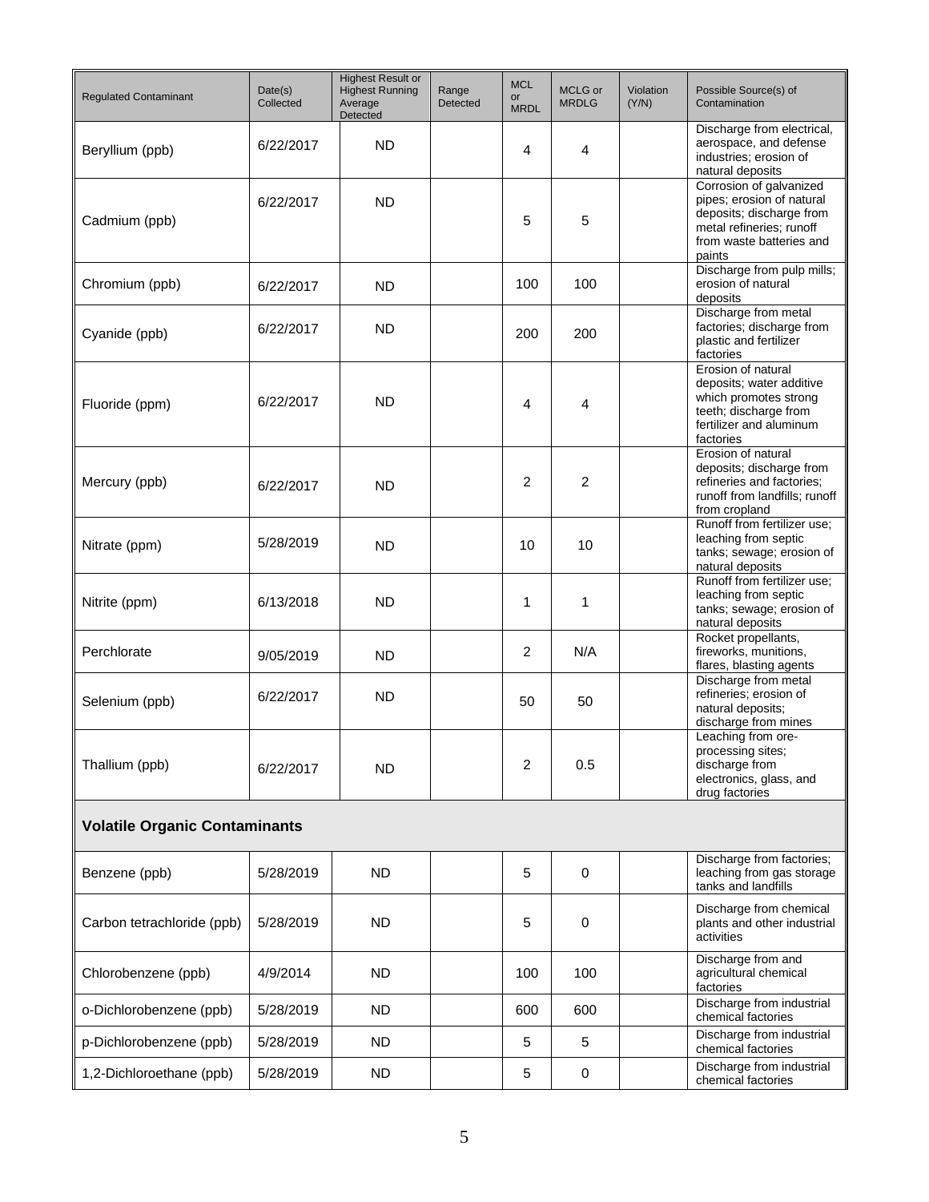| Regulated Contaminant | Date(s) Collected | Highest Result or Highest Running Average Detected | Range Detected | MCL or MRDL | MCLG or MRDLG | Violation (Y/N) | Possible Source(s) of Contamination |
|---|---|---|---|---|---|---|---|
| Beryllium (ppb) | 6/22/2017 | ND | | 4 | 4 | | Discharge from electrical, aerospace, and defense industries; erosion of natural deposits |
| Cadmium (ppb) | 6/22/2017 | ND | | 5 | 5 | | Corrosion of galvanized pipes; erosion of natural deposits; discharge from metal refineries; runoff from waste batteries and paints |
| Chromium (ppb) | 6/22/2017 | ND | | 100 | 100 | | Discharge from pulp mills; erosion of natural deposits |
| Cyanide (ppb) | 6/22/2017 | ND | | 200 | 200 | | Discharge from metal factories; discharge from plastic and fertilizer factories |
| Fluoride (ppm) | 6/22/2017 | ND | | 4 | 4 | | Erosion of natural deposits; water additive which promotes strong teeth; discharge from fertilizer and aluminum factories |
| Mercury (ppb) | 6/22/2017 | ND | | 2 | 2 | | Erosion of natural deposits; discharge from refineries and factories; runoff from landfills; runoff from cropland |
| Nitrate (ppm) | 5/28/2019 | ND | | 10 | 10 | | Runoff from fertilizer use; leaching from septic tanks; sewage; erosion of natural deposits |
| Nitrite (ppm) | 6/13/2018 | ND | | 1 | 1 | | Runoff from fertilizer use; leaching from septic tanks; sewage; erosion of natural deposits |
| Perchlorate | 9/05/2019 | ND | | 2 | N/A | | Rocket propellants, fireworks, munitions, flares, blasting agents |
| Selenium (ppb) | 6/22/2017 | ND | | 50 | 50 | | Discharge from metal refineries; erosion of natural deposits; discharge from mines |
| Thallium (ppb) | 6/22/2017 | ND | | 2 | 0.5 | | Leaching from ore-processing sites; discharge from electronics, glass, and drug factories |
| **Volatile Organic Contaminants** | | | | | | | |
| Benzene (ppb) | 5/28/2019 | ND | | 5 | 0 | | Discharge from factories; leaching from gas storage tanks and landfills |
| Carbon tetrachloride (ppb) | 5/28/2019 | ND | | 5 | 0 | | Discharge from chemical plants and other industrial activities |
| Chlorobenzene (ppb) | 4/9/2014 | ND | | 100 | 100 | | Discharge from and agricultural chemical factories |
| o-Dichlorobenzene (ppb) | 5/28/2019 | ND | | 600 | 600 | | Discharge from industrial chemical factories |
| p-Dichlorobenzene (ppb) | 5/28/2019 | ND | | 5 | 5 | | Discharge from industrial chemical factories |
| 1,2-Dichloroethane (ppb) | 5/28/2019 | ND | | 5 | 0 | | Discharge from industrial chemical factories |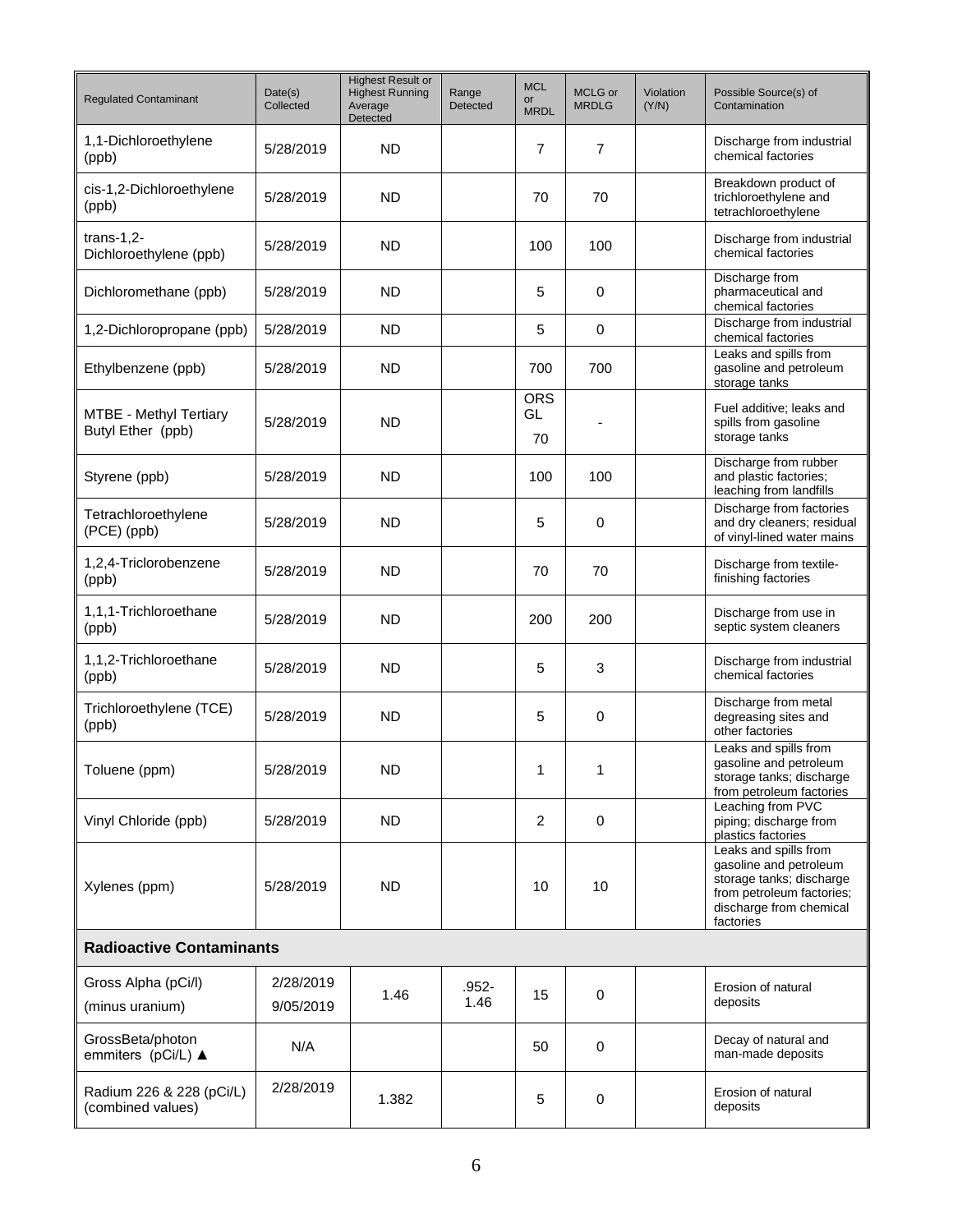| Regulated Contaminant | Date(s) Collected | Highest Result or Highest Running Average Detected | Range Detected | MCL or MRDL | MCLG or MRDLG | Violation (Y/N) | Possible Source(s) of Contamination |
|---|---|---|---|---|---|---|---|
| 1,1-Dichloroethylene (ppb) | 5/28/2019 | ND | | 7 | 7 | | Discharge from industrial chemical factories |
| cis-1,2-Dichloroethylene (ppb) | 5/28/2019 | ND | | 70 | 70 | | Breakdown product of trichloroethylene and tetrachloroethylene |
| trans-1,2-Dichloroethylene (ppb) | 5/28/2019 | ND | | 100 | 100 | | Discharge from industrial chemical factories |
| Dichloromethane (ppb) | 5/28/2019 | ND | | 5 | 0 | | Discharge from pharmaceutical and chemical factories |
| 1,2-Dichloropropane (ppb) | 5/28/2019 | ND | | 5 | 0 | | Discharge from industrial chemical factories |
| Ethylbenzene (ppb) | 5/28/2019 | ND | | 700 | 700 | | Leaks and spills from gasoline and petroleum storage tanks |
| MTBE - Methyl Tertiary Butyl Ether (ppb) | 5/28/2019 | ND | | ORS GL 70 | - | | Fuel additive; leaks and spills from gasoline storage tanks |
| Styrene (ppb) | 5/28/2019 | ND | | 100 | 100 | | Discharge from rubber and plastic factories; leaching from landfills |
| Tetrachloroethylene (PCE) (ppb) | 5/28/2019 | ND | | 5 | 0 | | Discharge from factories and dry cleaners; residual of vinyl-lined water mains |
| 1,2,4-Triclorobenzene (ppb) | 5/28/2019 | ND | | 70 | 70 | | Discharge from textile-finishing factories |
| 1,1,1-Trichloroethane (ppb) | 5/28/2019 | ND | | 200 | 200 | | Discharge from use in septic system cleaners |
| 1,1,2-Trichloroethane (ppb) | 5/28/2019 | ND | | 5 | 3 | | Discharge from industrial chemical factories |
| Trichloroethylene (TCE) (ppb) | 5/28/2019 | ND | | 5 | 0 | | Discharge from metal degreasing sites and other factories |
| Toluene (ppm) | 5/28/2019 | ND | | 1 | 1 | | Leaks and spills from gasoline and petroleum storage tanks; discharge from petroleum factories |
| Vinyl Chloride (ppb) | 5/28/2019 | ND | | 2 | 0 | | Leaching from PVC piping; discharge from plastics factories |
| Xylenes (ppm) | 5/28/2019 | ND | | 10 | 10 | | Leaks and spills from gasoline and petroleum storage tanks; discharge from petroleum factories; discharge from chemical factories |
| **Radioactive Contaminants** | | | | | | | |
| Gross Alpha (pCi/l) (minus uranium) | 2/28/2019 9/05/2019 | 1.46 | .952-1.46 | 15 | 0 | | Erosion of natural deposits |
| GrossBeta/photon emmiters (pCi/L) ▲ | N/A | | | 50 | 0 | | Decay of natural and man-made deposits |
| Radium 226 & 228 (pCi/L) (combined values) | 2/28/2019 | 1.382 | | 5 | 0 | | Erosion of natural deposits |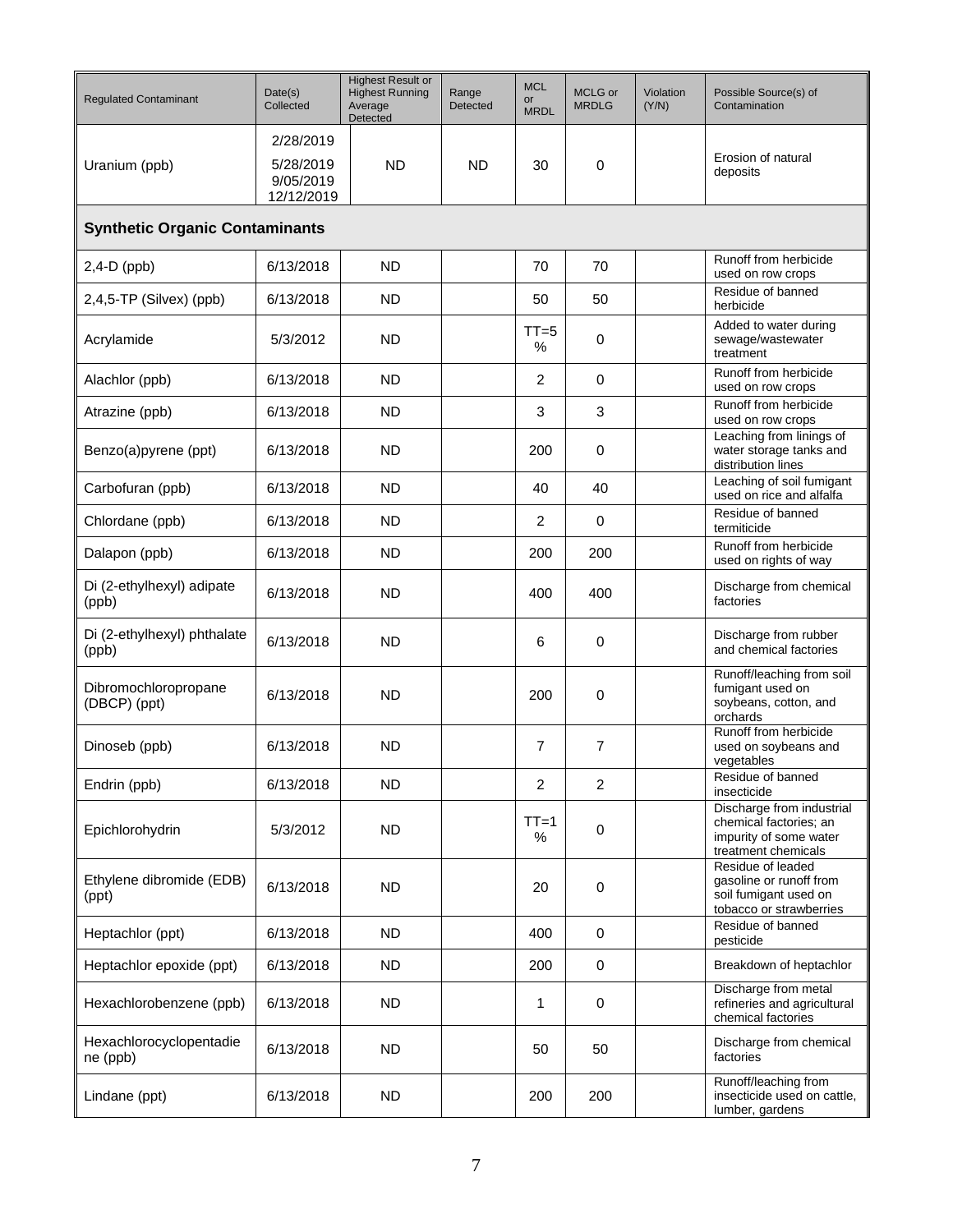| Regulated Contaminant | Date(s) Collected | Highest Result or Highest Running Average Detected | Range Detected | MCL or MRDL | MCLG or MRDLG | Violation (Y/N) | Possible Source(s) of Contamination |
|---|---|---|---|---|---|---|---|
| Uranium (ppb) | 2/28/2019 5/28/2019 9/05/2019 12/12/2019 | ND | ND | 30 | 0 | | Erosion of natural deposits |
| **Synthetic Organic Contaminants** | | | | | | | |
| 2,4-D (ppb) | 6/13/2018 | ND | | 70 | 70 | | Runoff from herbicide used on row crops |
| 2,4,5-TP (Silvex) (ppb) | 6/13/2018 | ND | | 50 | 50 | | Residue of banned herbicide |
| Acrylamide | 5/3/2012 | ND | | TT=5 % | 0 | | Added to water during sewage/wastewater treatment |
| Alachlor (ppb) | 6/13/2018 | ND | | 2 | 0 | | Runoff from herbicide used on row crops |
| Atrazine (ppb) | 6/13/2018 | ND | | 3 | 3 | | Runoff from herbicide used on row crops |
| Benzo(a)pyrene (ppt) | 6/13/2018 | ND | | 200 | 0 | | Leaching from linings of water storage tanks and distribution lines |
| Carbofuran (ppb) | 6/13/2018 | ND | | 40 | 40 | | Leaching of soil fumigant used on rice and alfalfa |
| Chlordane (ppb) | 6/13/2018 | ND | | 2 | 0 | | Residue of banned termiticide |
| Dalapon (ppb) | 6/13/2018 | ND | | 200 | 200 | | Runoff from herbicide used on rights of way |
| Di (2-ethylhexyl) adipate (ppb) | 6/13/2018 | ND | | 400 | 400 | | Discharge from chemical factories |
| Di (2-ethylhexyl) phthalate (ppb) | 6/13/2018 | ND | | 6 | 0 | | Discharge from rubber and chemical factories |
| Dibromochloropropane (DBCP) (ppt) | 6/13/2018 | ND | | 200 | 0 | | Runoff/leaching from soil fumigant used on soybeans, cotton, and orchards |
| Dinoseb (ppb) | 6/13/2018 | ND | | 7 | 7 | | Runoff from herbicide used on soybeans and vegetables |
| Endrin (ppb) | 6/13/2018 | ND | | 2 | 2 | | Residue of banned insecticide |
| Epichlorohydrin | 5/3/2012 | ND | | TT=1 % | 0 | | Discharge from industrial chemical factories; an impurity of some water treatment chemicals |
| Ethylene dibromide (EDB) (ppt) | 6/13/2018 | ND | | 20 | 0 | | Residue of leaded gasoline or runoff from soil fumigant used on tobacco or strawberries |
| Heptachlor (ppt) | 6/13/2018 | ND | | 400 | 0 | | Residue of banned pesticide |
| Heptachlor epoxide (ppt) | 6/13/2018 | ND | | 200 | 0 | | Breakdown of heptachlor |
| Hexachlorobenzene (ppb) | 6/13/2018 | ND | | 1 | 0 | | Discharge from metal refineries and agricultural chemical factories |
| Hexachlorocyclopentadiene (ppb) | 6/13/2018 | ND | | 50 | 50 | | Discharge from chemical factories |
| Lindane (ppt) | 6/13/2018 | ND | | 200 | 200 | | Runoff/leaching from insecticide used on cattle, lumber, gardens |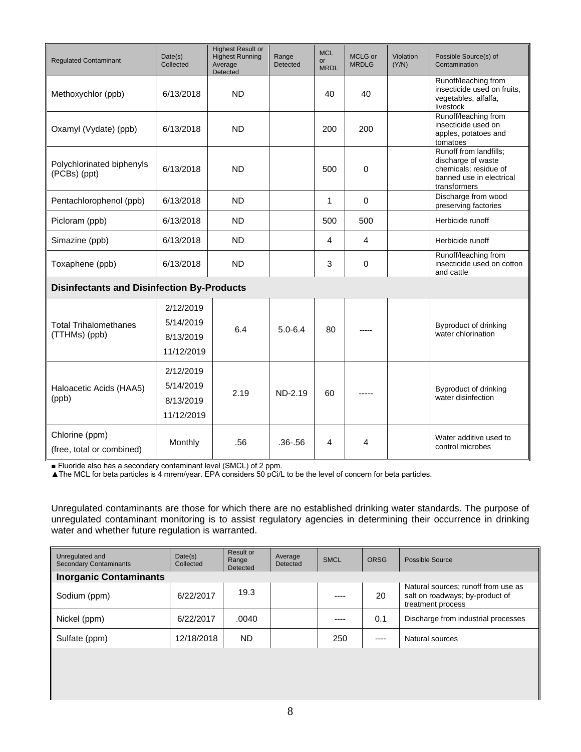| Regulated Contaminant | Date(s) Collected | Highest Result or Highest Running Average Detected | Range Detected | MCL or MRDL | MCLG or MRDLG | Violation (Y/N) | Possible Source(s) of Contamination |
|---|---|---|---|---|---|---|---|
| Methoxychlor (ppb) | 6/13/2018 | ND | | 40 | 40 | | Runoff/leaching from insecticide used on fruits, vegetables, alfalfa, livestock |
| Oxamyl (Vydate) (ppb) | 6/13/2018 | ND | | 200 | 200 | | Runoff/leaching from insecticide used on apples, potatoes and tomatoes |
| Polychlorinated biphenyls (PCBs) (ppt) | 6/13/2018 | ND | | 500 | 0 | | Runoff from landfills; discharge of waste chemicals; residue of banned use in electrical transformers |
| Pentachlorophenol (ppb) | 6/13/2018 | ND | | 1 | 0 | | Discharge from wood preserving factories |
| Picloram (ppb) | 6/13/2018 | ND | | 500 | 500 | | Herbicide runoff |
| Simazine (ppb) | 6/13/2018 | ND | | 4 | 4 | | Herbicide runoff |
| Toxaphene (ppb) | 6/13/2018 | ND | | 3 | 0 | | Runoff/leaching from insecticide used on cotton and cattle |
| **Disinfectants and Disinfection By-Products** | | | | | | | |
| Total Trihalomethanes (TTHMs) (ppb) | 2/12/2019<br>5/14/2019<br>8/13/2019<br>11/12/2019 | 6.4 | 5.0-6.4 | 80 | ----- | | Byproduct of drinking water chlorination |
| Haloacetic Acids (HAA5) (ppb) | 2/12/2019<br>5/14/2019<br>8/13/2019<br>11/12/2019 | 2.19 | ND-2.19 | 60 | ----- | | Byproduct of drinking water disinfection |
| Chlorine (ppm) (free, total or combined) | Monthly | .56 | .36-.56 | 4 | 4 | | Water additive used to control microbes |

■ Fluoride also has a secondary contaminant level (SMCL) of 2 ppm.

▲The MCL for beta particles is 4 mrem/year. EPA considers 50 pCi/L to be the level of concern for beta particles.

Unregulated contaminants are those for which there are no established drinking water standards. The purpose of unregulated contaminant monitoring is to assist regulatory agencies in determining their occurrence in drinking water and whether future regulation is warranted.

| Unregulated and Secondary Contaminants | Date(s) Collected | Result or Range Detected | Average Detected | SMCL | ORSG | Possible Source |
|---|---|---|---|---|---|---|
| **Inorganic Contaminants** | | | | | | |
| Sodium (ppm) | 6/22/2017 | 19.3 | | ---- | 20 | Natural sources; runoff from use as salt on roadways; by-product of treatment process |
| Nickel (ppm) | 6/22/2017 | .0040 | | ---- | 0.1 | Discharge from industrial processes |
| Sulfate (ppm) | 12/18/2018 | ND | | 250 | ---- | Natural sources |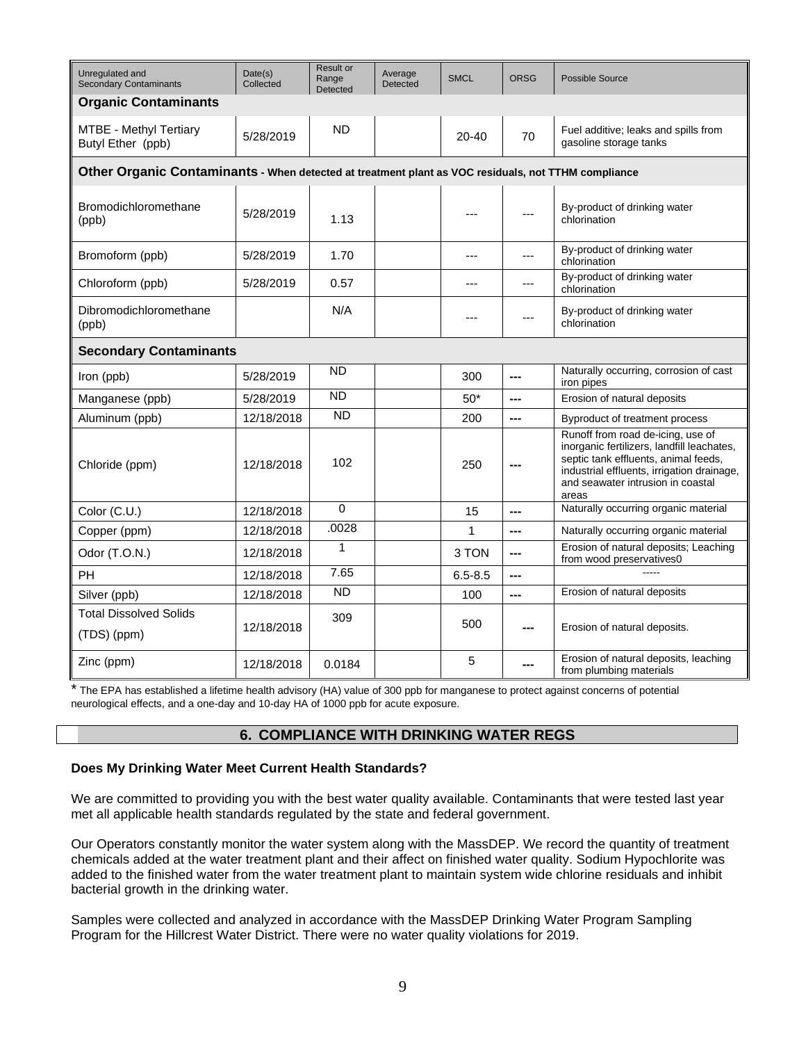| Unregulated and Secondary Contaminants | Date(s) Collected | Result or Range Detected | Average Detected | SMCL | ORSG | Possible Source |
|---|---|---|---|---|---|---|
| **Organic Contaminants** | | | | | | |
| MTBE - Methyl Tertiary Butyl Ether (ppb) | 5/28/2019 | ND | | 20-40 | 70 | Fuel additive; leaks and spills from gasoline storage tanks |
| **Other Organic Contaminants - When detected at treatment plant as VOC residuals, not TTHM compliance** | | | | | | |
| Bromodichloromethane (ppb) | 5/28/2019 | 1.13 | | --- | --- | By-product of drinking water chlorination |
| Bromoform (ppb) | 5/28/2019 | 1.70 | | --- | --- | By-product of drinking water chlorination |
| Chloroform (ppb) | 5/28/2019 | 0.57 | | --- | --- | By-product of drinking water chlorination |
| Dibromodichloromethane (ppb) | | N/A | | --- | --- | By-product of drinking water chlorination |
| **Secondary Contaminants** | | | | | | |
| Iron (ppb) | 5/28/2019 | ND | | 300 | --- | Naturally occurring, corrosion of cast iron pipes |
| Manganese (ppb) | 5/28/2019 | ND | | 50* | --- | Erosion of natural deposits |
| Aluminum (ppb) | 12/18/2018 | ND | | 200 | --- | Byproduct of treatment process |
| Chloride (ppm) | 12/18/2018 | 102 | | 250 | --- | Runoff from road de-icing, use of inorganic fertilizers, landfill leachates, septic tank effluents, animal feeds, industrial effluents, irrigation drainage, and seawater intrusion in coastal areas |
| Color (C.U.) | 12/18/2018 | 0 | | 15 | --- | Naturally occurring organic material |
| Copper (ppm) | 12/18/2018 | .0028 | | 1 | --- | Naturally occurring organic material |
| Odor (T.O.N.) | 12/18/2018 | 1 | | 3 TON | --- | Erosion of natural deposits; Leaching from wood preservatives0 |
| PH | 12/18/2018 | 7.65 | | 6.5-8.5 | --- | ----- |
| Silver (ppb) | 12/18/2018 | ND | | 100 | --- | Erosion of natural deposits |
| Total Dissolved Solids (TDS) (ppm) | 12/18/2018 | 309 | | 500 | --- | Erosion of natural deposits. |
| Zinc (ppm) | 12/18/2018 | 0.0184 | | 5 | --- | Erosion of natural deposits, leaching from plumbing materials |

* The EPA has established a lifetime health advisory (HA) value of 300 ppb for manganese to protect against concerns of potential neurological effects, and a one-day and 10-day HA of 1000 ppb for acute exposure.

## 6. COMPLIANCE WITH DRINKING WATER REGS

**Does My Drinking Water Meet Current Health Standards?**

We are committed to providing you with the best water quality available. Contaminants that were tested last year met all applicable health standards regulated by the state and federal government.

Our Operators constantly monitor the water system along with the MassDEP. We record the quantity of treatment chemicals added at the water treatment plant and their affect on finished water quality. Sodium Hypochlorite was added to the finished water from the water treatment plant to maintain system wide chlorine residuals and inhibit bacterial growth in the drinking water.

Samples were collected and analyzed in accordance with the MassDEP Drinking Water Program Sampling Program for the Hillcrest Water District. There were no water quality violations for 2019.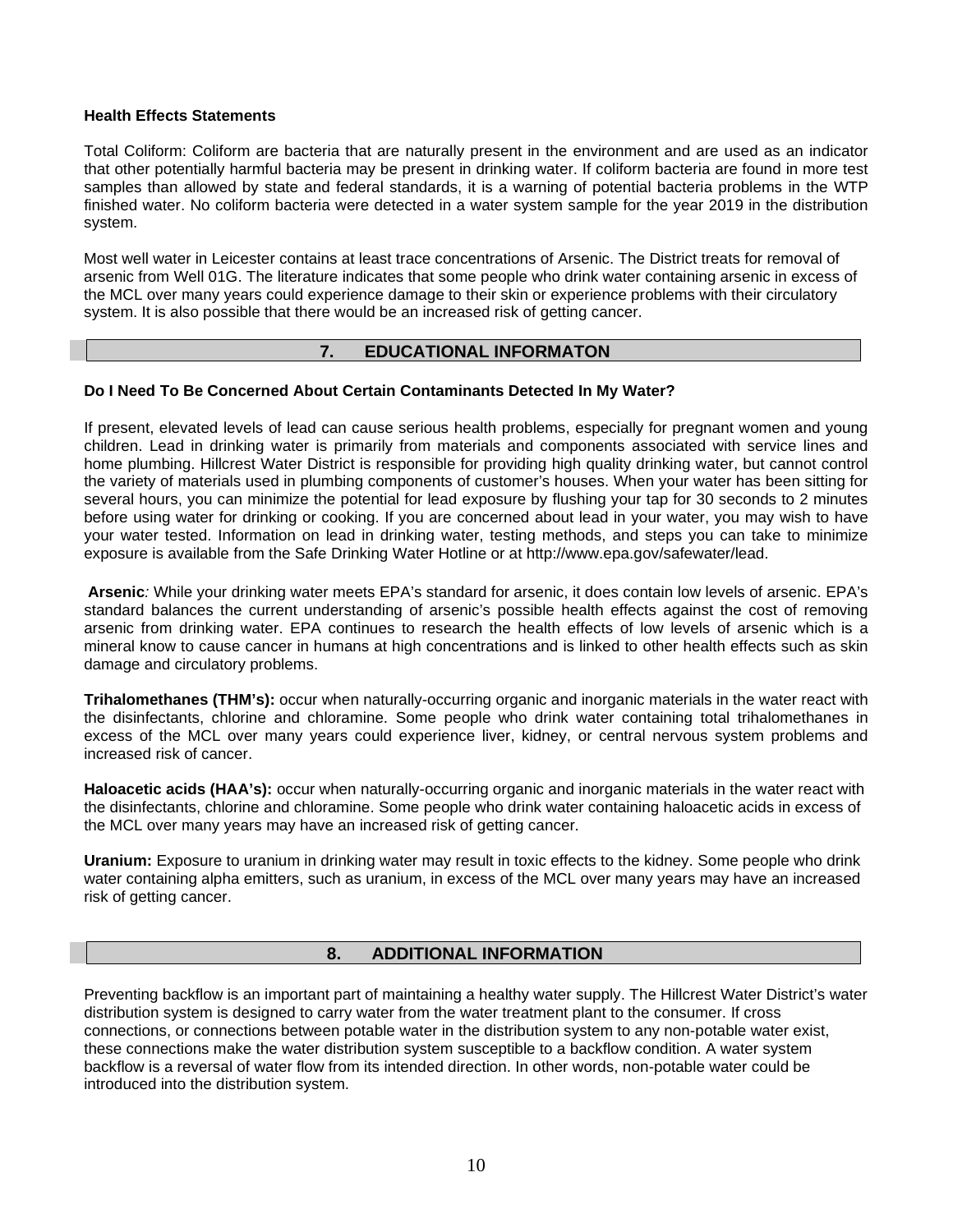**Health Effects Statements**

Total Coliform: Coliform are bacteria that are naturally present in the environment and are used as an indicator that other potentially harmful bacteria may be present in drinking water. If coliform bacteria are found in more test samples than allowed by state and federal standards, it is a warning of potential bacteria problems in the WTP finished water. No coliform bacteria were detected in a water system sample for the year 2019 in the distribution system.

Most well water in Leicester contains at least trace concentrations of Arsenic. The District treats for removal of arsenic from Well 01G. The literature indicates that some people who drink water containing arsenic in excess of the MCL over many years could experience damage to their skin or experience problems with their circulatory system. It is also possible that there would be an increased risk of getting cancer.

## 7. EDUCATIONAL INFORMATON

**Do I Need To Be Concerned About Certain Contaminants Detected In My Water?**

If present, elevated levels of lead can cause serious health problems, especially for pregnant women and young children. Lead in drinking water is primarily from materials and components associated with service lines and home plumbing. Hillcrest Water District is responsible for providing high quality drinking water, but cannot control the variety of materials used in plumbing components of customer's houses. When your water has been sitting for several hours, you can minimize the potential for lead exposure by flushing your tap for 30 seconds to 2 minutes before using water for drinking or cooking. If you are concerned about lead in your water, you may wish to have your water tested. Information on lead in drinking water, testing methods, and steps you can take to minimize exposure is available from the Safe Drinking Water Hotline or at http://www.epa.gov/safewater/lead.

**Arsenic***:* While your drinking water meets EPA's standard for arsenic, it does contain low levels of arsenic. EPA's standard balances the current understanding of arsenic's possible health effects against the cost of removing arsenic from drinking water. EPA continues to research the health effects of low levels of arsenic which is a mineral know to cause cancer in humans at high concentrations and is linked to other health effects such as skin damage and circulatory problems.

**Trihalomethanes (THM's):** occur when naturally-occurring organic and inorganic materials in the water react with the disinfectants, chlorine and chloramine. Some people who drink water containing total trihalomethanes in excess of the MCL over many years could experience liver, kidney, or central nervous system problems and increased risk of cancer.

**Haloacetic acids (HAA's):** occur when naturally-occurring organic and inorganic materials in the water react with the disinfectants, chlorine and chloramine. Some people who drink water containing haloacetic acids in excess of the MCL over many years may have an increased risk of getting cancer.

**Uranium:** Exposure to uranium in drinking water may result in toxic effects to the kidney. Some people who drink water containing alpha emitters, such as uranium, in excess of the MCL over many years may have an increased risk of getting cancer.

## 8. ADDITIONAL INFORMATION

Preventing backflow is an important part of maintaining a healthy water supply. The Hillcrest Water District's water distribution system is designed to carry water from the water treatment plant to the consumer. If cross connections, or connections between potable water in the distribution system to any non-potable water exist, these connections make the water distribution system susceptible to a backflow condition. A water system backflow is a reversal of water flow from its intended direction. In other words, non-potable water could be introduced into the distribution system.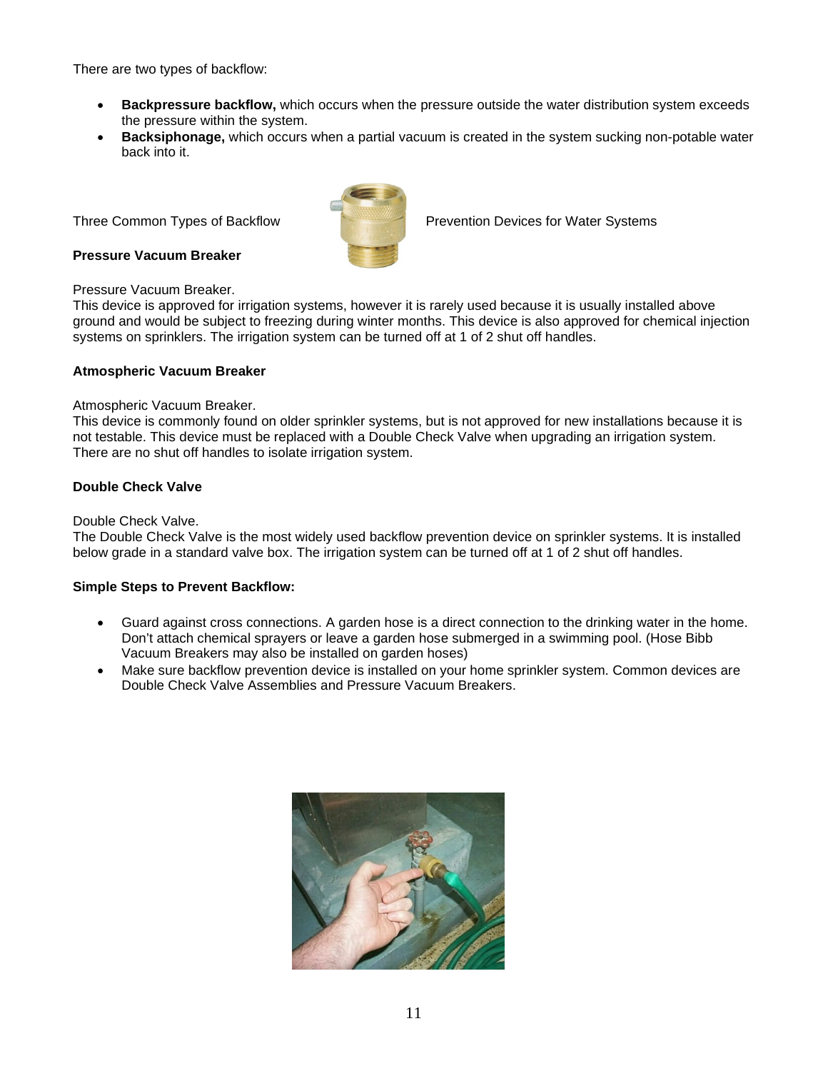There are two types of backflow:

- **Backpressure backflow,** which occurs when the pressure outside the water distribution system exceeds the pressure within the system.
- **Backsiphonage,** which occurs when a partial vacuum is created in the system sucking non-potable water back into it.

Three Common Types of Backflow Prevention Devices for Water Systems

**Pressure Vacuum Breaker**

Pressure Vacuum Breaker.
This device is approved for irrigation systems, however it is rarely used because it is usually installed above ground and would be subject to freezing during winter months. This device is also approved for chemical injection systems on sprinklers. The irrigation system can be turned off at 1 of 2 shut off handles.

**Atmospheric Vacuum Breaker**

Atmospheric Vacuum Breaker.
This device is commonly found on older sprinkler systems, but is not approved for new installations because it is not testable. This device must be replaced with a Double Check Valve when upgrading an irrigation system. There are no shut off handles to isolate irrigation system.

**Double Check Valve**

Double Check Valve.
The Double Check Valve is the most widely used backflow prevention device on sprinkler systems. It is installed below grade in a standard valve box. The irrigation system can be turned off at 1 of 2 shut off handles.

**Simple Steps to Prevent Backflow:**

- Guard against cross connections. A garden hose is a direct connection to the drinking water in the home. Don't attach chemical sprayers or leave a garden hose submerged in a swimming pool. (Hose Bibb Vacuum Breakers may also be installed on garden hoses)
- Make sure backflow prevention device is installed on your home sprinkler system. Common devices are Double Check Valve Assemblies and Pressure Vacuum Breakers.